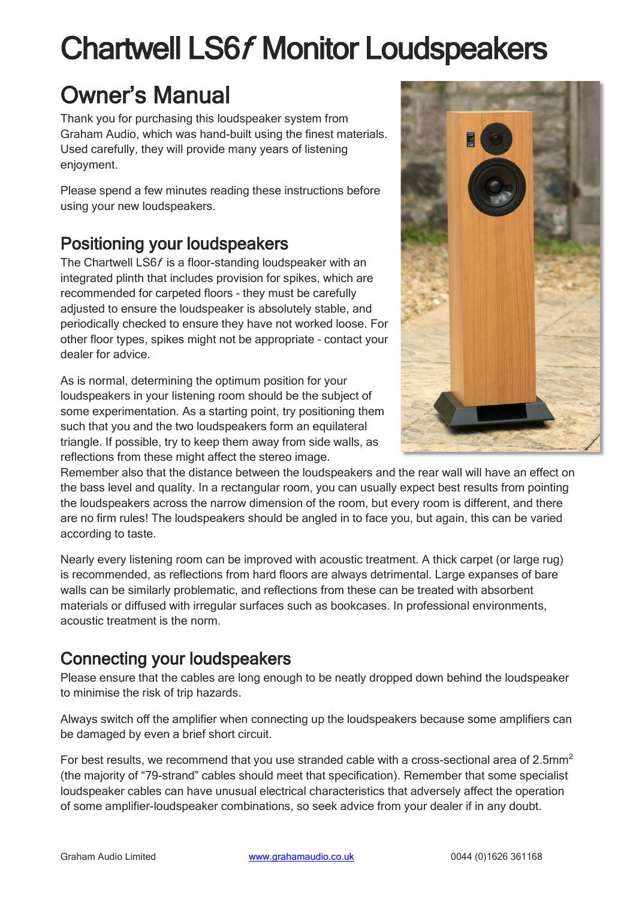# Chartwell LS6*f* Monitor Loudspeakers

## Owner's Manual

Thank you for purchasing this loudspeaker system from Graham Audio, which was hand-built using the finest materials. Used carefully, they will provide many years of listening enjoyment.

Please spend a few minutes reading these instructions before using your new loudspeakers.

### Positioning your loudspeakers

The Chartwell LS6*f* is a floor-standing loudspeaker with an integrated plinth that includes provision for spikes, which are recommended for carpeted floors – they must be carefully adjusted to ensure the loudspeaker is absolutely stable, and periodically checked to ensure they have not worked loose. For other floor types, spikes might not be appropriate – contact your dealer for advice.

As is normal, determining the optimum position for your loudspeakers in your listening room should be the subject of some experimentation. As a starting point, try positioning them such that you and the two loudspeakers form an equilateral triangle. If possible, try to keep them away from side walls, as reflections from these might affect the stereo image.
Remember also that the distance between the loudspeakers and the rear wall will have an effect on the bass level and quality. In a rectangular room, you can usually expect best results from pointing the loudspeakers across the narrow dimension of the room, but every room is different, and there are no firm rules! The loudspeakers should be angled in to face you, but again, this can be varied according to taste.

Nearly every listening room can be improved with acoustic treatment. A thick carpet (or large rug) is recommended, as reflections from hard floors are always detrimental. Large expanses of bare walls can be similarly problematic, and reflections from these can be treated with absorbent materials or diffused with irregular surfaces such as bookcases. In professional environments, acoustic treatment is the norm.

### Connecting your loudspeakers

Please ensure that the cables are long enough to be neatly dropped down behind the loudspeaker to minimise the risk of trip hazards.

Always switch off the amplifier when connecting up the loudspeakers because some amplifiers can be damaged by even a brief short circuit.

For best results, we recommend that you use stranded cable with a cross-sectional area of 2.5mm$^2$ (the majority of "79-strand" cables should meet that specification). Remember that some specialist loudspeaker cables can have unusual electrical characteristics that adversely affect the operation of some amplifier-loudspeaker combinations, so seek advice from your dealer if in any doubt.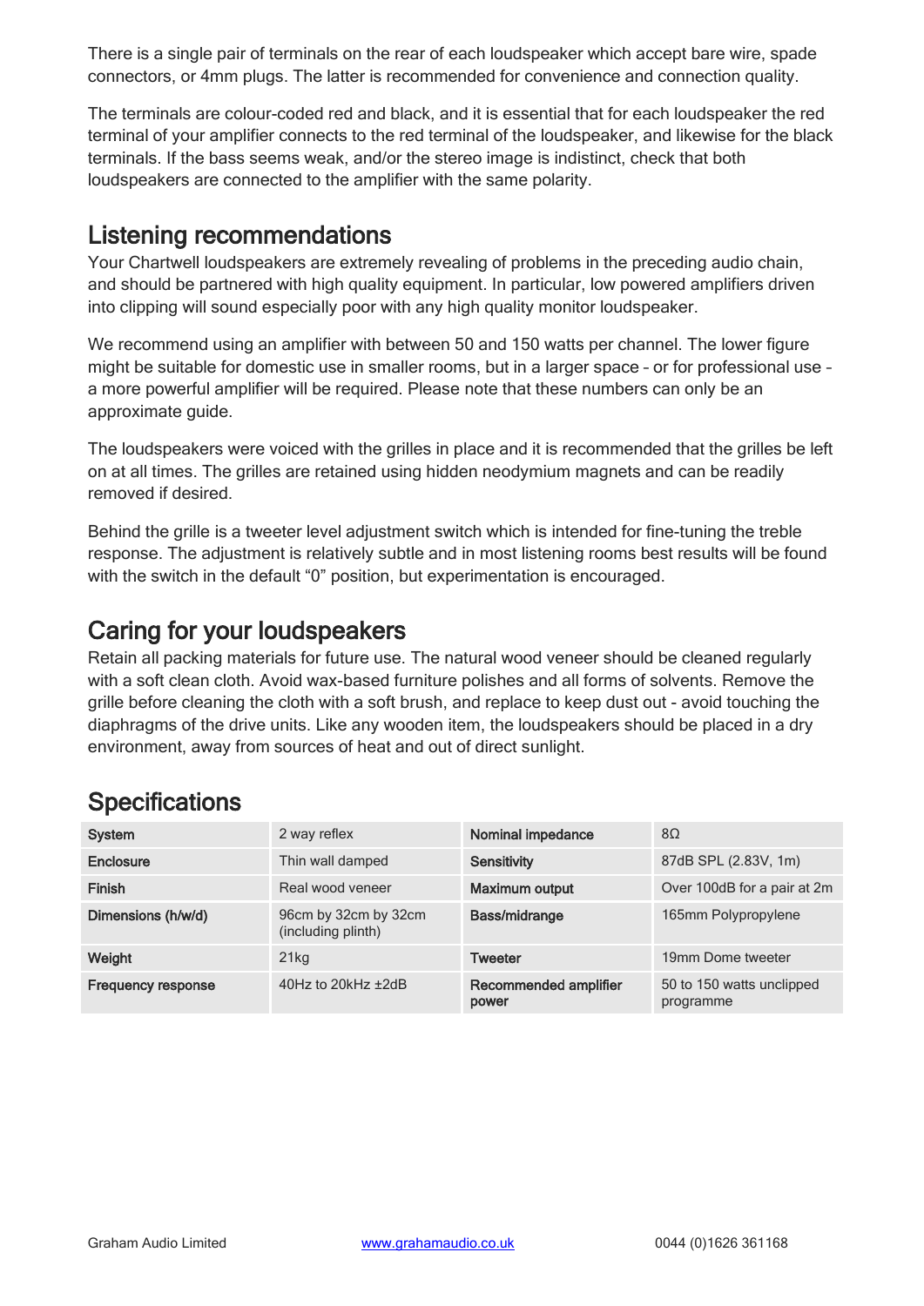There is a single pair of terminals on the rear of each loudspeaker which accept bare wire, spade connectors, or 4mm plugs. The latter is recommended for convenience and connection quality.

The terminals are colour-coded red and black, and it is essential that for each loudspeaker the red terminal of your amplifier connects to the red terminal of the loudspeaker, and likewise for the black terminals. If the bass seems weak, and/or the stereo image is indistinct, check that both loudspeakers are connected to the amplifier with the same polarity.

## Listening recommendations

Your Chartwell loudspeakers are extremely revealing of problems in the preceding audio chain, and should be partnered with high quality equipment. In particular, low powered amplifiers driven into clipping will sound especially poor with any high quality monitor loudspeaker.

We recommend using an amplifier with between 50 and 150 watts per channel. The lower figure might be suitable for domestic use in smaller rooms, but in a larger space – or for professional use – a more powerful amplifier will be required. Please note that these numbers can only be an approximate guide.

The loudspeakers were voiced with the grilles in place and it is recommended that the grilles be left on at all times. The grilles are retained using hidden neodymium magnets and can be readily removed if desired.

Behind the grille is a tweeter level adjustment switch which is intended for fine-tuning the treble response. The adjustment is relatively subtle and in most listening rooms best results will be found with the switch in the default “0” position, but experimentation is encouraged.

## Caring for your loudspeakers

Retain all packing materials for future use. The natural wood veneer should be cleaned regularly with a soft clean cloth. Avoid wax-based furniture polishes and all forms of solvents. Remove the grille before cleaning the cloth with a soft brush, and replace to keep dust out - avoid touching the diaphragms of the drive units. Like any wooden item, the loudspeakers should be placed in a dry environment, away from sources of heat and out of direct sunlight.

## Specifications

| | | | |
|---|---|---|---|
| **System** | 2 way reflex | **Nominal impedance** | 8Ω |
| **Enclosure** | Thin wall damped | **Sensitivity** | 87dB SPL (2.83V, 1m) |
| **Finish** | Real wood veneer | **Maximum output** | Over 100dB for a pair at 2m |
| **Dimensions (h/w/d)** | 96cm by 32cm by 32cm (including plinth) | **Bass/midrange** | 165mm Polypropylene |
| **Weight** | 21kg | **Tweeter** | 19mm Dome tweeter |
| **Frequency response** | 40Hz to 20kHz ±2dB | **Recommended amplifier power** | 50 to 150 watts unclipped programme |

Graham Audio Limited www.grahamaudio.co.uk 0044 (0)1626 361168